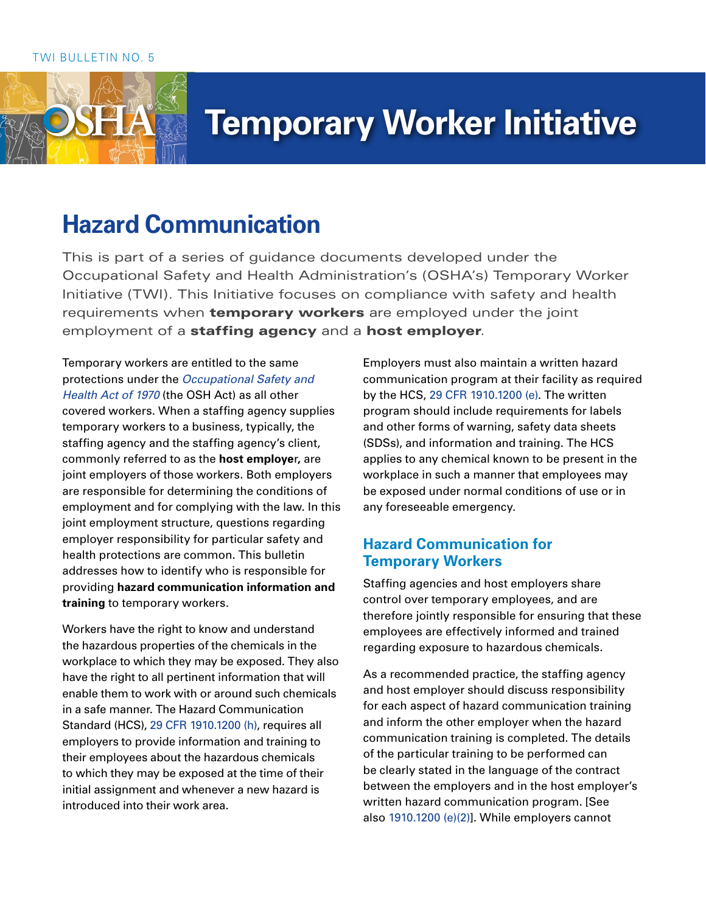TWI BULLETIN NO. 5

# Temporary Worker Initiative

## Hazard Communication

This is part of a series of guidance documents developed under the Occupational Safety and Health Administration's (OSHA's) Temporary Worker Initiative (TWI). This Initiative focuses on compliance with safety and health requirements when **temporary workers** are employed under the joint employment of a **staffing agency** and a **host employer**.

Temporary workers are entitled to the same protections under the *Occupational Safety and Health Act of 1970* (the OSH Act) as all other covered workers. When a staffing agency supplies temporary workers to a business, typically, the staffing agency and the staffing agency's client, commonly referred to as the **host employer**, are joint employers of those workers. Both employers are responsible for determining the conditions of employment and for complying with the law. In this joint employment structure, questions regarding employer responsibility for particular safety and health protections are common. This bulletin addresses how to identify who is responsible for providing **hazard communication information and training** to temporary workers.

Workers have the right to know and understand the hazardous properties of the chemicals in the workplace to which they may be exposed. They also have the right to all pertinent information that will enable them to work with or around such chemicals in a safe manner. The Hazard Communication Standard (HCS), 29 CFR 1910.1200 (h), requires all employers to provide information and training to their employees about the hazardous chemicals to which they may be exposed at the time of their initial assignment and whenever a new hazard is introduced into their work area.

Employers must also maintain a written hazard communication program at their facility as required by the HCS, 29 CFR 1910.1200 (e). The written program should include requirements for labels and other forms of warning, safety data sheets (SDSs), and information and training. The HCS applies to any chemical known to be present in the workplace in such a manner that employees may be exposed under normal conditions of use or in any foreseeable emergency.

### Hazard Communication for Temporary Workers

Staffing agencies and host employers share control over temporary employees, and are therefore jointly responsible for ensuring that these employees are effectively informed and trained regarding exposure to hazardous chemicals.

As a recommended practice, the staffing agency and host employer should discuss responsibility for each aspect of hazard communication training and inform the other employer when the hazard communication training is completed. The details of the particular training to be performed can be clearly stated in the language of the contract between the employers and in the host employer's written hazard communication program. [See also 1910.1200 (e)(2)]. While employers cannot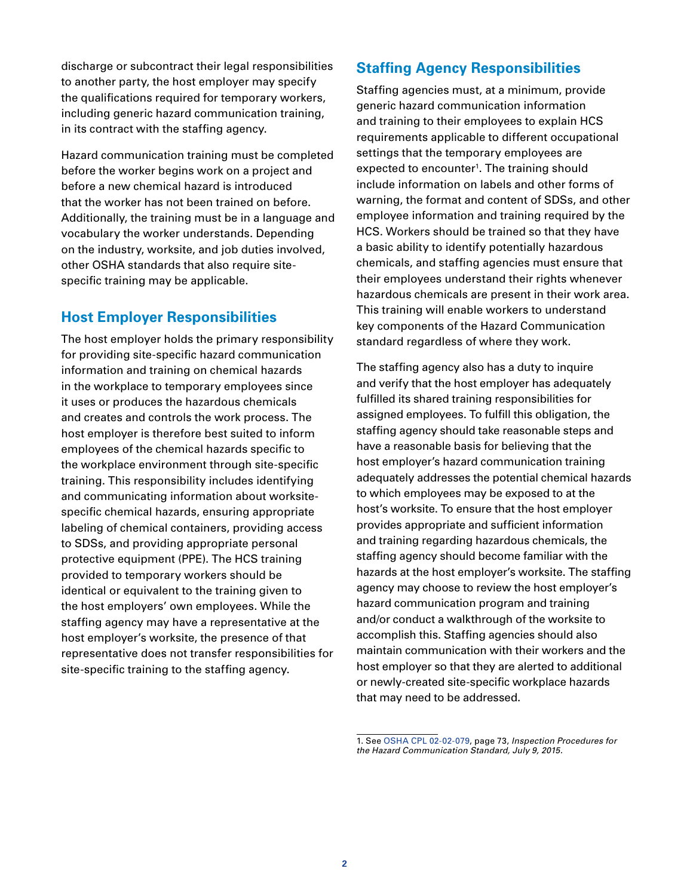discharge or subcontract their legal responsibilities to another party, the host employer may specify the qualifications required for temporary workers, including generic hazard communication training, in its contract with the staffing agency.

Hazard communication training must be completed before the worker begins work on a project and before a new chemical hazard is introduced that the worker has not been trained on before. Additionally, the training must be in a language and vocabulary the worker understands. Depending on the industry, worksite, and job duties involved, other OSHA standards that also require site-specific training may be applicable.

## Host Employer Responsibilities

The host employer holds the primary responsibility for providing site-specific hazard communication information and training on chemical hazards in the workplace to temporary employees since it uses or produces the hazardous chemicals and creates and controls the work process. The host employer is therefore best suited to inform employees of the chemical hazards specific to the workplace environment through site-specific training. This responsibility includes identifying and communicating information about worksite-specific chemical hazards, ensuring appropriate labeling of chemical containers, providing access to SDSs, and providing appropriate personal protective equipment (PPE). The HCS training provided to temporary workers should be identical or equivalent to the training given to the host employers' own employees. While the staffing agency may have a representative at the host employer's worksite, the presence of that representative does not transfer responsibilities for site-specific training to the staffing agency.

## Staffing Agency Responsibilities

Staffing agencies must, at a minimum, provide generic hazard communication information and training to their employees to explain HCS requirements applicable to different occupational settings that the temporary employees are expected to encounter[1]. The training should include information on labels and other forms of warning, the format and content of SDSs, and other employee information and training required by the HCS. Workers should be trained so that they have a basic ability to identify potentially hazardous chemicals, and staffing agencies must ensure that their employees understand their rights whenever hazardous chemicals are present in their work area. This training will enable workers to understand key components of the Hazard Communication standard regardless of where they work.

The staffing agency also has a duty to inquire and verify that the host employer has adequately fulfilled its shared training responsibilities for assigned employees. To fulfill this obligation, the staffing agency should take reasonable steps and have a reasonable basis for believing that the host employer's hazard communication training adequately addresses the potential chemical hazards to which employees may be exposed to at the host's worksite. To ensure that the host employer provides appropriate and sufficient information and training regarding hazardous chemicals, the staffing agency should become familiar with the hazards at the host employer's worksite. The staffing agency may choose to review the host employer's hazard communication program and training and/or conduct a walkthrough of the worksite to accomplish this. Staffing agencies should also maintain communication with their workers and the host employer so that they are alerted to additional or newly-created site-specific workplace hazards that may need to be addressed.

1. See OSHA CPL 02-02-079, page 73, *Inspection Procedures for the Hazard Communication Standard, July 9, 2015.*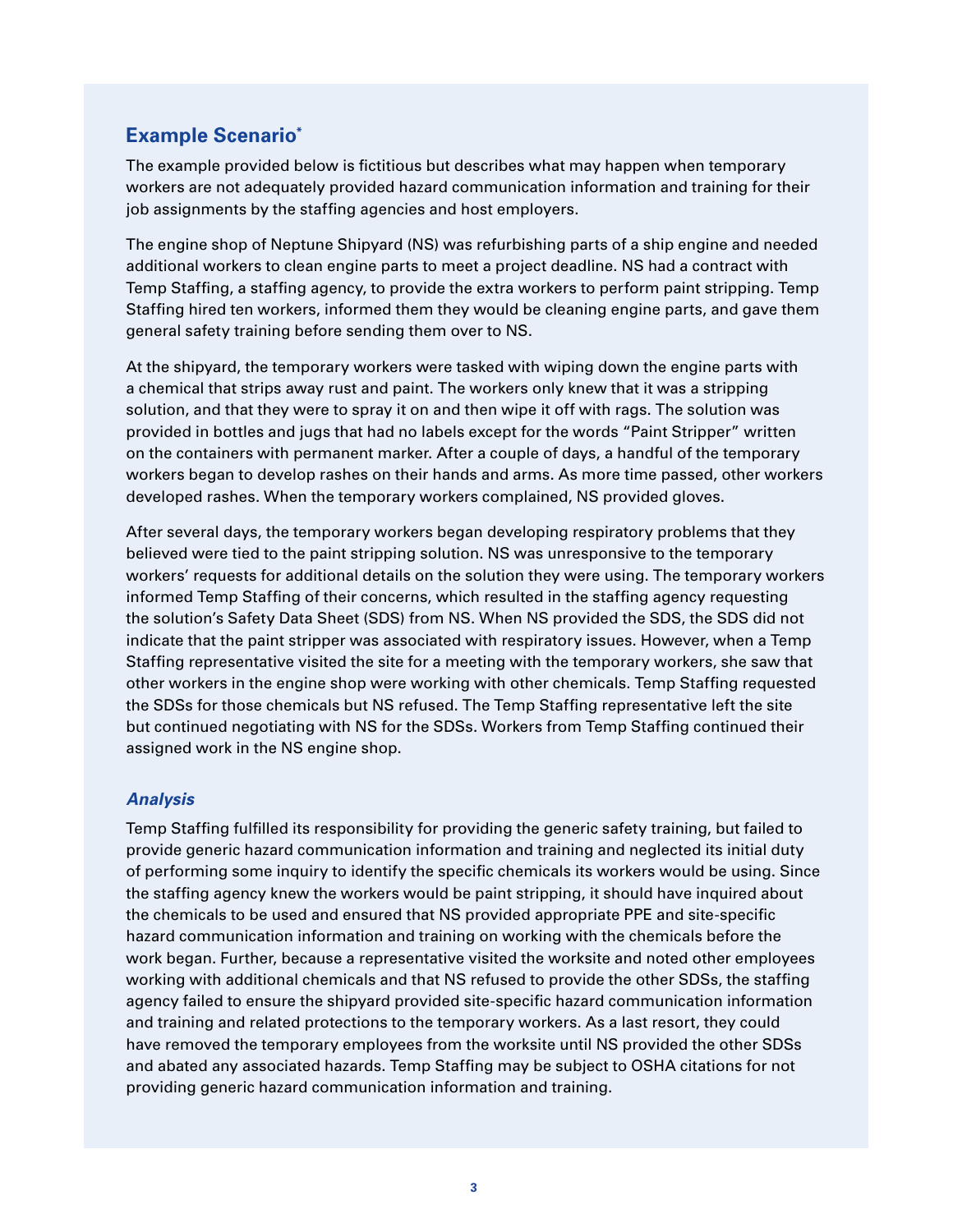## Example Scenario*

The example provided below is fictitious but describes what may happen when temporary workers are not adequately provided hazard communication information and training for their job assignments by the staffing agencies and host employers.

The engine shop of Neptune Shipyard (NS) was refurbishing parts of a ship engine and needed additional workers to clean engine parts to meet a project deadline. NS had a contract with Temp Staffing, a staffing agency, to provide the extra workers to perform paint stripping. Temp Staffing hired ten workers, informed them they would be cleaning engine parts, and gave them general safety training before sending them over to NS.

At the shipyard, the temporary workers were tasked with wiping down the engine parts with a chemical that strips away rust and paint. The workers only knew that it was a stripping solution, and that they were to spray it on and then wipe it off with rags. The solution was provided in bottles and jugs that had no labels except for the words "Paint Stripper" written on the containers with permanent marker. After a couple of days, a handful of the temporary workers began to develop rashes on their hands and arms. As more time passed, other workers developed rashes. When the temporary workers complained, NS provided gloves.

After several days, the temporary workers began developing respiratory problems that they believed were tied to the paint stripping solution. NS was unresponsive to the temporary workers' requests for additional details on the solution they were using. The temporary workers informed Temp Staffing of their concerns, which resulted in the staffing agency requesting the solution's Safety Data Sheet (SDS) from NS. When NS provided the SDS, the SDS did not indicate that the paint stripper was associated with respiratory issues. However, when a Temp Staffing representative visited the site for a meeting with the temporary workers, she saw that other workers in the engine shop were working with other chemicals. Temp Staffing requested the SDSs for those chemicals but NS refused. The Temp Staffing representative left the site but continued negotiating with NS for the SDSs. Workers from Temp Staffing continued their assigned work in the NS engine shop.

### *Analysis*

Temp Staffing fulfilled its responsibility for providing the generic safety training, but failed to provide generic hazard communication information and training and neglected its initial duty of performing some inquiry to identify the specific chemicals its workers would be using. Since the staffing agency knew the workers would be paint stripping, it should have inquired about the chemicals to be used and ensured that NS provided appropriate PPE and site-specific hazard communication information and training on working with the chemicals before the work began. Further, because a representative visited the worksite and noted other employees working with additional chemicals and that NS refused to provide the other SDSs, the staffing agency failed to ensure the shipyard provided site-specific hazard communication information and training and related protections to the temporary workers. As a last resort, they could have removed the temporary employees from the worksite until NS provided the other SDSs and abated any associated hazards. Temp Staffing may be subject to OSHA citations for not providing generic hazard communication information and training.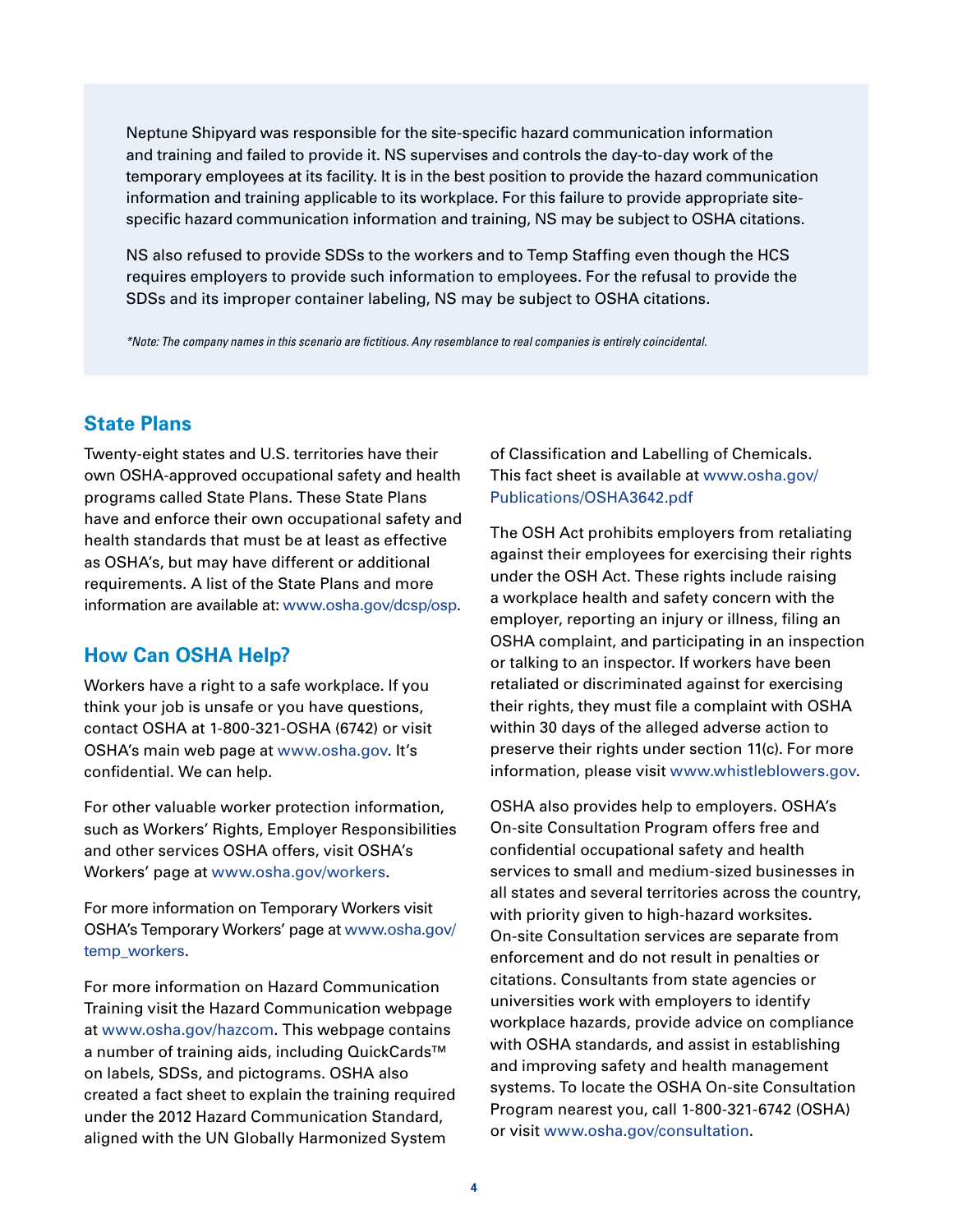Neptune Shipyard was responsible for the site-specific hazard communication information and training and failed to provide it. NS supervises and controls the day-to-day work of the temporary employees at its facility. It is in the best position to provide the hazard communication information and training applicable to its workplace. For this failure to provide appropriate site-specific hazard communication information and training, NS may be subject to OSHA citations.

NS also refused to provide SDSs to the workers and to Temp Staffing even though the HCS requires employers to provide such information to employees. For the refusal to provide the SDSs and its improper container labeling, NS may be subject to OSHA citations.

*\*Note: The company names in this scenario are fictitious. Any resemblance to real companies is entirely coincidental.*

## State Plans

Twenty-eight states and U.S. territories have their own OSHA-approved occupational safety and health programs called State Plans. These State Plans have and enforce their own occupational safety and health standards that must be at least as effective as OSHA's, but may have different or additional requirements. A list of the State Plans and more information are available at: www.osha.gov/dcsp/osp.

## How Can OSHA Help?

Workers have a right to a safe workplace. If you think your job is unsafe or you have questions, contact OSHA at 1-800-321-OSHA (6742) or visit OSHA's main web page at www.osha.gov. It's confidential. We can help.

For other valuable worker protection information, such as Workers' Rights, Employer Responsibilities and other services OSHA offers, visit OSHA's Workers' page at www.osha.gov/workers.

For more information on Temporary Workers visit OSHA's Temporary Workers' page at www.osha.gov/temp_workers.

For more information on Hazard Communication Training visit the Hazard Communication webpage at www.osha.gov/hazcom. This webpage contains a number of training aids, including QuickCards™ on labels, SDSs, and pictograms. OSHA also created a fact sheet to explain the training required under the 2012 Hazard Communication Standard, aligned with the UN Globally Harmonized System of Classification and Labelling of Chemicals. This fact sheet is available at www.osha.gov/Publications/OSHA3642.pdf

The OSH Act prohibits employers from retaliating against their employees for exercising their rights under the OSH Act. These rights include raising a workplace health and safety concern with the employer, reporting an injury or illness, filing an OSHA complaint, and participating in an inspection or talking to an inspector. If workers have been retaliated or discriminated against for exercising their rights, they must file a complaint with OSHA within 30 days of the alleged adverse action to preserve their rights under section 11(c). For more information, please visit www.whistleblowers.gov.

OSHA also provides help to employers. OSHA's On-site Consultation Program offers free and confidential occupational safety and health services to small and medium-sized businesses in all states and several territories across the country, with priority given to high-hazard worksites. On-site Consultation services are separate from enforcement and do not result in penalties or citations. Consultants from state agencies or universities work with employers to identify workplace hazards, provide advice on compliance with OSHA standards, and assist in establishing and improving safety and health management systems. To locate the OSHA On-site Consultation Program nearest you, call 1-800-321-6742 (OSHA) or visit www.osha.gov/consultation.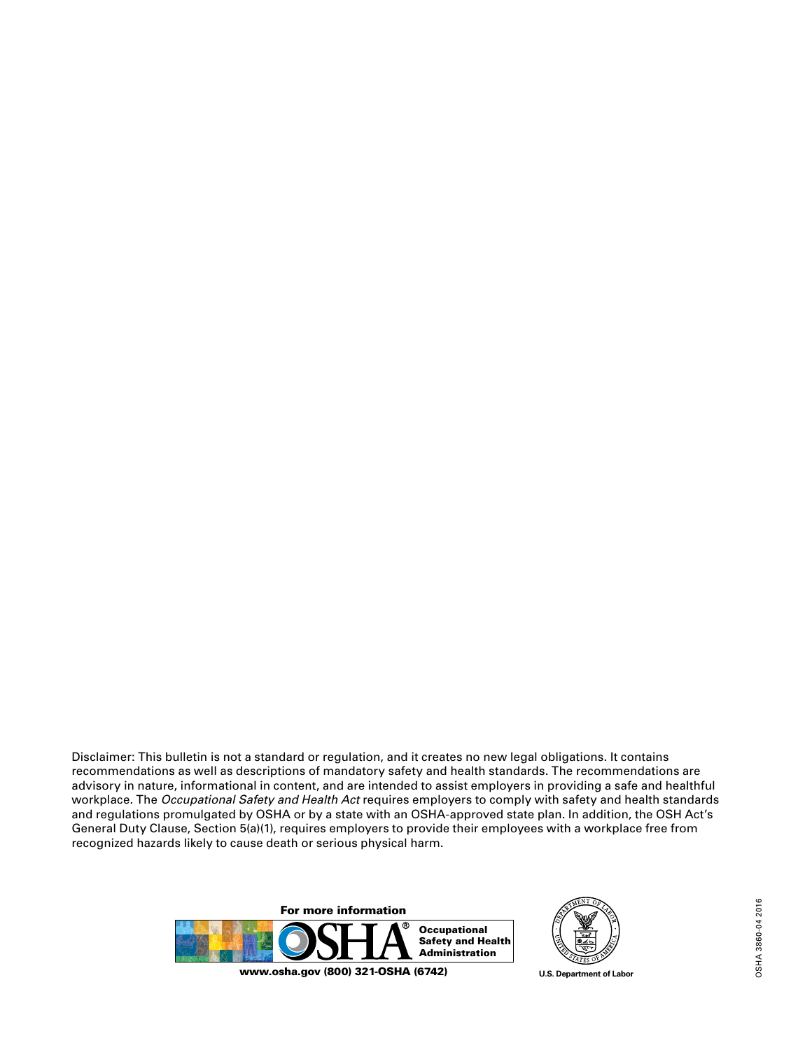Disclaimer: This bulletin is not a standard or regulation, and it creates no new legal obligations. It contains recommendations as well as descriptions of mandatory safety and health standards. The recommendations are advisory in nature, informational in content, and are intended to assist employers in providing a safe and healthful workplace. The *Occupational Safety and Health Act* requires employers to comply with safety and health standards and regulations promulgated by OSHA or by a state with an OSHA-approved state plan. In addition, the OSH Act's General Duty Clause, Section 5(a)(1), requires employers to provide their employees with a workplace free from recognized hazards likely to cause death or serious physical harm.

**For more information**

**OSHA® Occupational Safety and Health Administration**

**www.osha.gov (800) 321-OSHA (6742)**

**U.S. Department of Labor**

OSHA 3860-04 2016